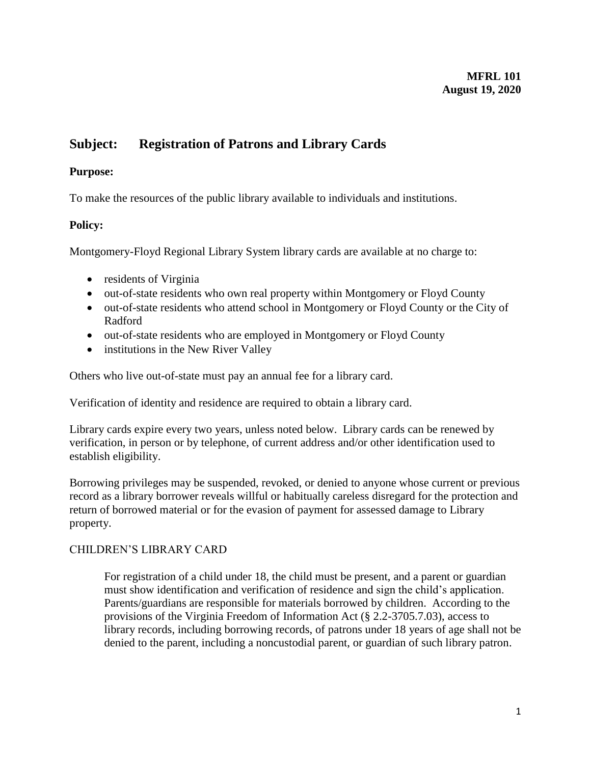**MFRL 101**
**August 19, 2020**

## Subject: Registration of Patrons and Library Cards

**Purpose:**

To make the resources of the public library available to individuals and institutions.

**Policy:**

Montgomery-Floyd Regional Library System library cards are available at no charge to:

- residents of Virginia
- out-of-state residents who own real property within Montgomery or Floyd County
- out-of-state residents who attend school in Montgomery or Floyd County or the City of Radford
- out-of-state residents who are employed in Montgomery or Floyd County
- institutions in the New River Valley

Others who live out-of-state must pay an annual fee for a library card.

Verification of identity and residence are required to obtain a library card.

Library cards expire every two years, unless noted below. Library cards can be renewed by verification, in person or by telephone, of current address and/or other identification used to establish eligibility.

Borrowing privileges may be suspended, revoked, or denied to anyone whose current or previous record as a library borrower reveals willful or habitually careless disregard for the protection and return of borrowed material or for the evasion of payment for assessed damage to Library property.

### CHILDREN'S LIBRARY CARD

For registration of a child under 18, the child must be present, and a parent or guardian must show identification and verification of residence and sign the child's application. Parents/guardians are responsible for materials borrowed by children. According to the provisions of the Virginia Freedom of Information Act (§ 2.2-3705.7.03), access to library records, including borrowing records, of patrons under 18 years of age shall not be denied to the parent, including a noncustodial parent, or guardian of such library patron.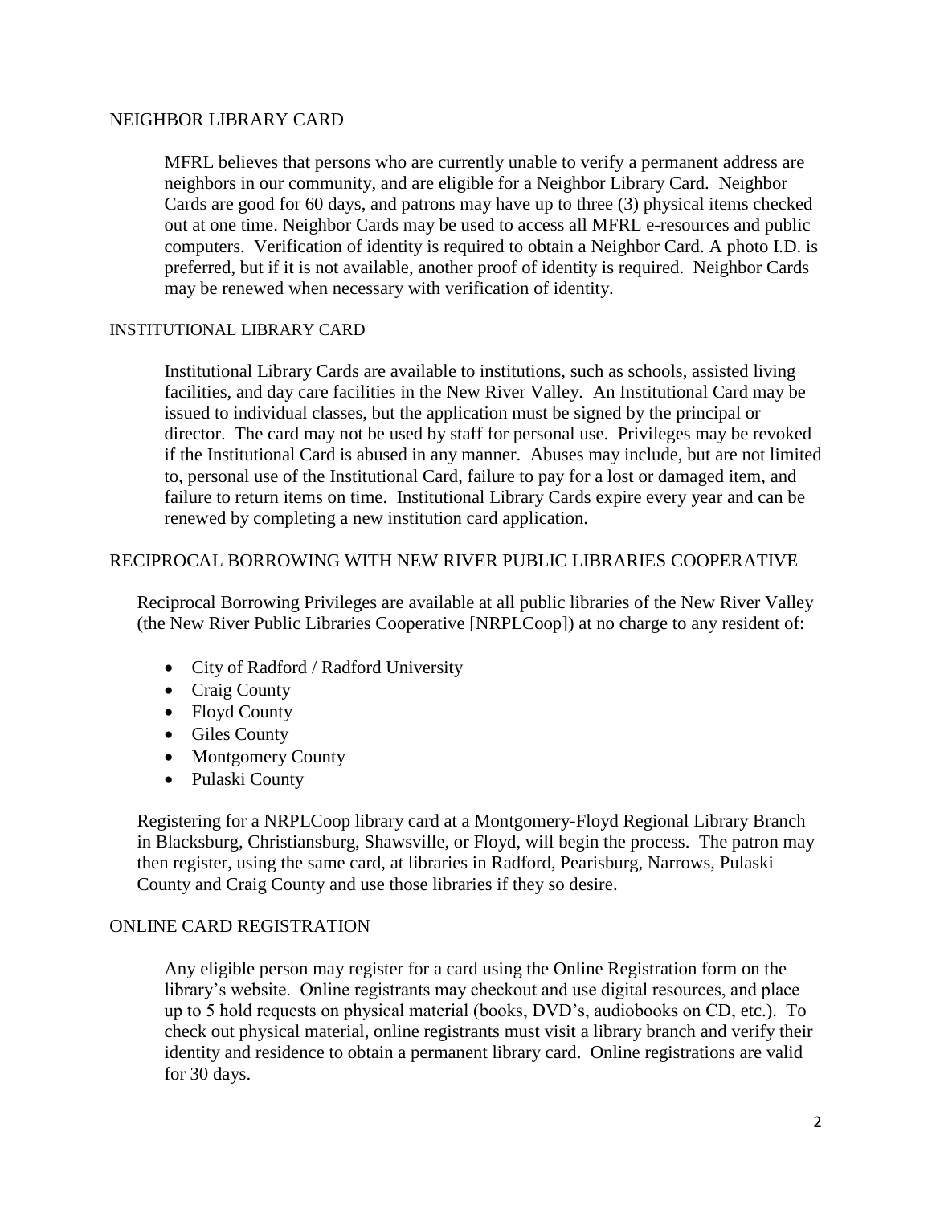## NEIGHBOR LIBRARY CARD

MFRL believes that persons who are currently unable to verify a permanent address are neighbors in our community, and are eligible for a Neighbor Library Card. Neighbor Cards are good for 60 days, and patrons may have up to three (3) physical items checked out at one time. Neighbor Cards may be used to access all MFRL e-resources and public computers. Verification of identity is required to obtain a Neighbor Card. A photo I.D. is preferred, but if it is not available, another proof of identity is required. Neighbor Cards may be renewed when necessary with verification of identity.

## INSTITUTIONAL LIBRARY CARD

Institutional Library Cards are available to institutions, such as schools, assisted living facilities, and day care facilities in the New River Valley. An Institutional Card may be issued to individual classes, but the application must be signed by the principal or director. The card may not be used by staff for personal use. Privileges may be revoked if the Institutional Card is abused in any manner. Abuses may include, but are not limited to, personal use of the Institutional Card, failure to pay for a lost or damaged item, and failure to return items on time. Institutional Library Cards expire every year and can be renewed by completing a new institution card application.

## RECIPROCAL BORROWING WITH NEW RIVER PUBLIC LIBRARIES COOPERATIVE

Reciprocal Borrowing Privileges are available at all public libraries of the New River Valley (the New River Public Libraries Cooperative [NRPLCoop]) at no charge to any resident of:

- City of Radford / Radford University
- Craig County
- Floyd County
- Giles County
- Montgomery County
- Pulaski County

Registering for a NRPLCoop library card at a Montgomery-Floyd Regional Library Branch in Blacksburg, Christiansburg, Shawsville, or Floyd, will begin the process. The patron may then register, using the same card, at libraries in Radford, Pearisburg, Narrows, Pulaski County and Craig County and use those libraries if they so desire.

## ONLINE CARD REGISTRATION

Any eligible person may register for a card using the Online Registration form on the library's website. Online registrants may checkout and use digital resources, and place up to 5 hold requests on physical material (books, DVD's, audiobooks on CD, etc.). To check out physical material, online registrants must visit a library branch and verify their identity and residence to obtain a permanent library card. Online registrations are valid for 30 days.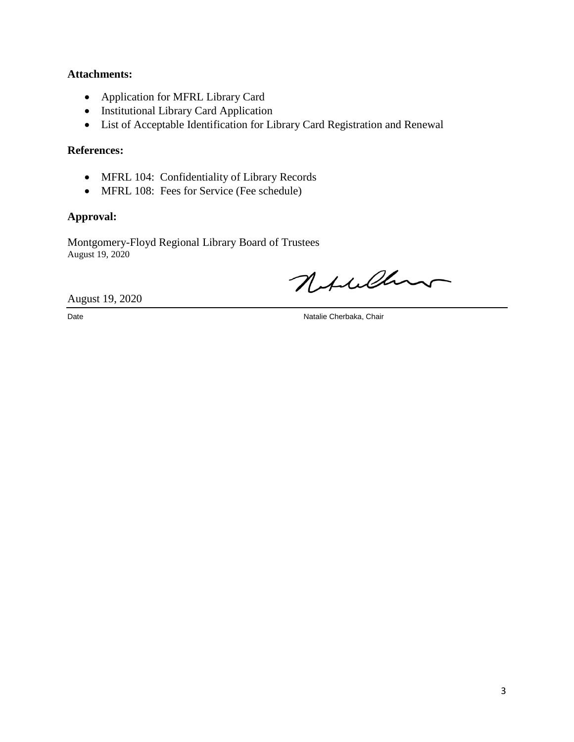**Attachments:**

- Application for MFRL Library Card
- Institutional Library Card Application
- List of Acceptable Identification for Library Card Registration and Renewal

**References:**

- MFRL 104: Confidentiality of Library Records
- MFRL 108: Fees for Service (Fee schedule)

**Approval:**

Montgomery-Floyd Regional Library Board of Trustees
August 19, 2020

August 19, 2020

Date | Natalie Cherbaka, Chair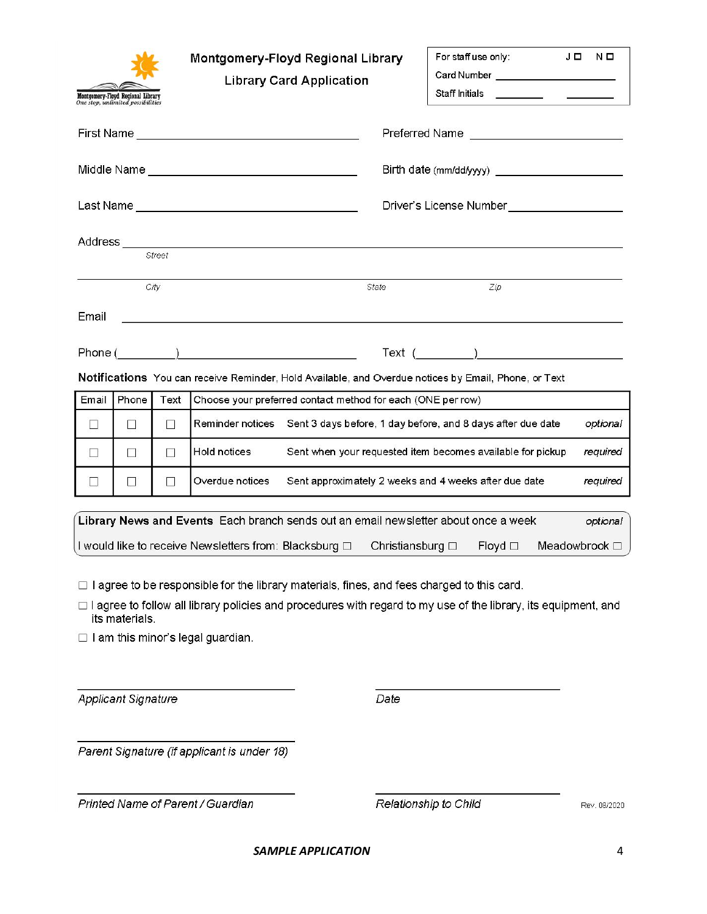Montgomery-Floyd Regional Library
One stop, unlimited possibilities

## Montgomery-Floyd Regional Library

### Library Card Application

For staff use only: J ☐ N ☐
Card Number ______________
Staff Initials ________ ________

First Name ______________________ Preferred Name ______________________

Middle Name ______________________ Birth date (mm/dd/yyyy) ______________________

Last Name ______________________ Driver's License Number ______________________

Address ____________________________________________
Street

____________________________________________
City State Zip

Email ____________________________________________

Phone (________) ______________________ Text (________) ______________________

**Notifications** You can receive Reminder, Hold Available, and Overdue notices by Email, Phone, or Text

| Email | Phone | Text | Choose your preferred contact method for each (ONE per row) | | |
|---|---|---|---|---|---|
| ☐ | ☐ | ☐ | Reminder notices | Sent 3 days before, 1 day before, and 8 days after due date | *optional* |
| ☐ | ☐ | ☐ | Hold notices | Sent when your requested item becomes available for pickup | *required* |
| ☐ | ☐ | ☐ | Overdue notices | Sent approximately 2 weeks and 4 weeks after due date | *required* |

**Library News and Events** Each branch sends out an email newsletter about once a week *optional*

I would like to receive Newsletters from: Blacksburg ☐ Christiansburg ☐ Floyd ☐ Meadowbrook ☐

☐ I agree to be responsible for the library materials, fines, and fees charged to this card.

☐ I agree to follow all library policies and procedures with regard to my use of the library, its equipment, and its materials.

☐ I am this minor's legal guardian.

______________________ ______________________
*Applicant Signature* *Date*

______________________
*Parent Signature (if applicant is under 18)*

______________________ ______________________
*Printed Name of Parent / Guardian* *Relationship to Child*

Rev. 08/2020

***SAMPLE APPLICATION***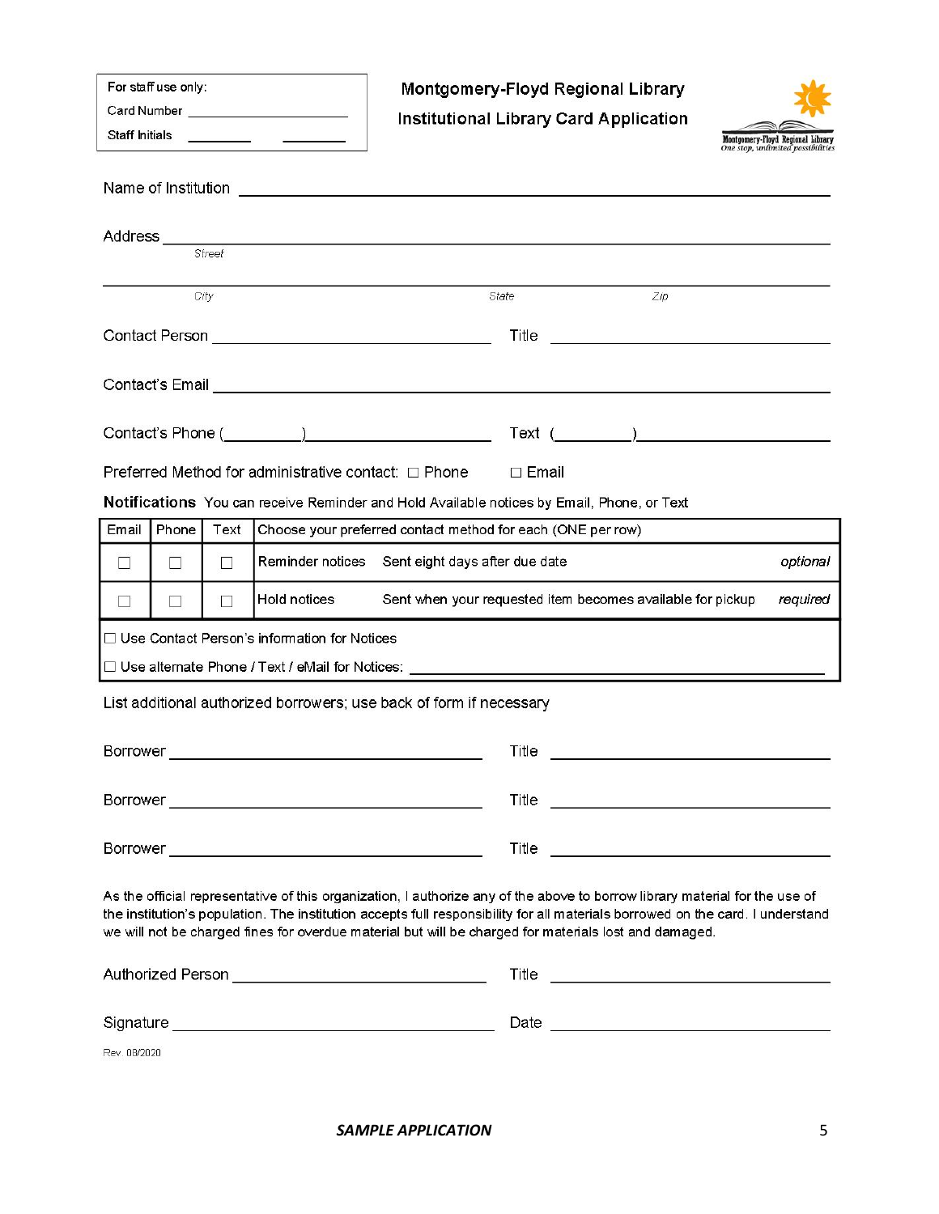| For staff use only: |
|---|
| Card Number ____________________ |
| Staff Initials ________ ________ |

# Montgomery-Floyd Regional Library

## Institutional Library Card Application

Montgomery-Floyd Regional Library
*One stop, unlimited possibilities*

Name of Institution ____________________________________________

Address ____________________________________________
*Street*

____________________________________________
*City* *State* *Zip*

Contact Person ______________________ Title ______________________

Contact's Email ____________________________________________

Contact's Phone (________)______________ Text (________)______________

Preferred Method for administrative contact: ☐ Phone ☐ Email

**Notifications** You can receive Reminder and Hold Available notices by Email, Phone, or Text

| Email | Phone | Text | Choose your preferred contact method for each (ONE per row) |
|---|---|---|---|
| ☐ | ☐ | ☐ | Reminder notices Sent eight days after due date *optional* |
| ☐ | ☐ | ☐ | Hold notices Sent when your requested item becomes available for pickup *required* |
| ☐ Use Contact Person's information for Notices | | | |
| ☐ Use alternate Phone / Text / eMail for Notices: ______________________ | | | |

List additional authorized borrowers; use back of form if necessary

Borrower ______________________ Title ______________________

Borrower ______________________ Title ______________________

Borrower ______________________ Title ______________________

As the official representative of this organization, I authorize any of the above to borrow library material for the use of the institution's population. The institution accepts full responsibility for all materials borrowed on the card. I understand we will not be charged fines for overdue material but will be charged for materials lost and damaged.

Authorized Person ______________________ Title ______________________

Signature ______________________ Date ______________________

Rev. 08/2020

***SAMPLE APPLICATION***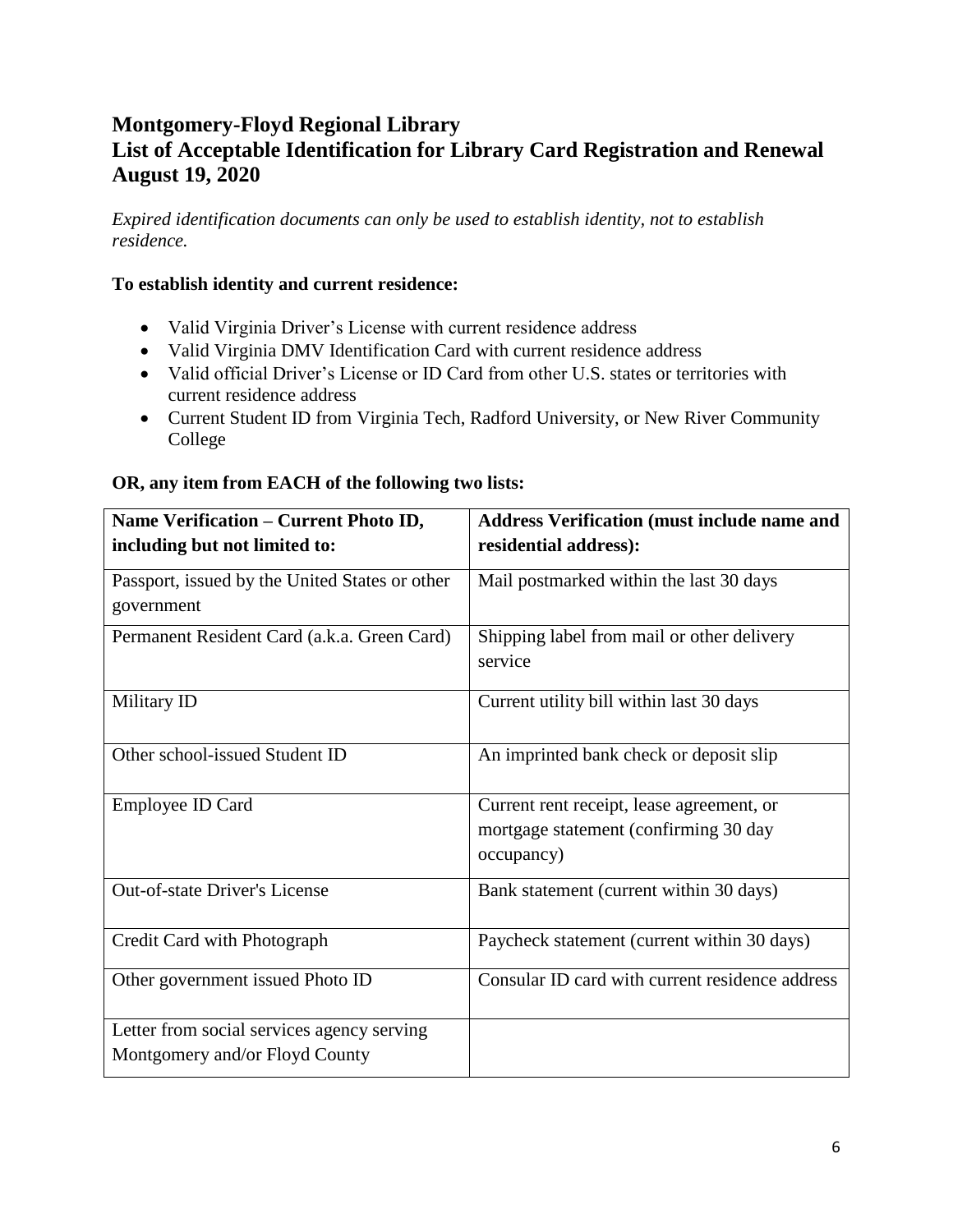## Montgomery-Floyd Regional Library
## List of Acceptable Identification for Library Card Registration and Renewal
## August 19, 2020

*Expired identification documents can only be used to establish identity, not to establish residence.*

**To establish identity and current residence:**

- Valid Virginia Driver's License with current residence address
- Valid Virginia DMV Identification Card with current residence address
- Valid official Driver's License or ID Card from other U.S. states or territories with current residence address
- Current Student ID from Virginia Tech, Radford University, or New River Community College

**OR, any item from EACH of the following two lists:**

| Name Verification – Current Photo ID, including but not limited to: | Address Verification (must include name and residential address): |
|---|---|
| Passport, issued by the United States or other government | Mail postmarked within the last 30 days |
| Permanent Resident Card (a.k.a. Green Card) | Shipping label from mail or other delivery service |
| Military ID | Current utility bill within last 30 days |
| Other school-issued Student ID | An imprinted bank check or deposit slip |
| Employee ID Card | Current rent receipt, lease agreement, or mortgage statement (confirming 30 day occupancy) |
| Out-of-state Driver's License | Bank statement (current within 30 days) |
| Credit Card with Photograph | Paycheck statement (current within 30 days) |
| Other government issued Photo ID | Consular ID card with current residence address |
| Letter from social services agency serving Montgomery and/or Floyd County | |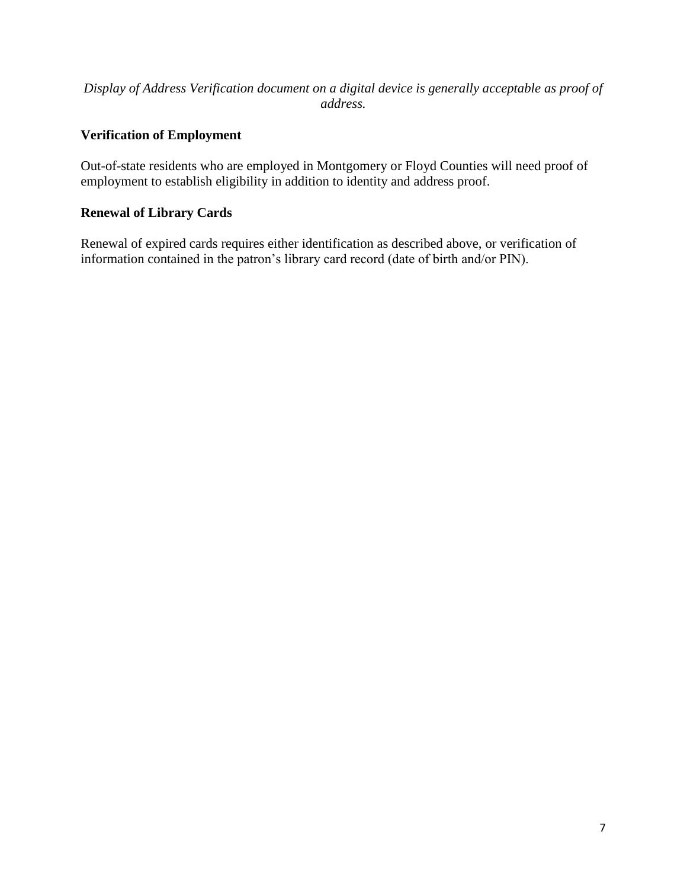*Display of Address Verification document on a digital device is generally acceptable as proof of address.*

**Verification of Employment**

Out-of-state residents who are employed in Montgomery or Floyd Counties will need proof of employment to establish eligibility in addition to identity and address proof.

**Renewal of Library Cards**

Renewal of expired cards requires either identification as described above, or verification of information contained in the patron's library card record (date of birth and/or PIN).